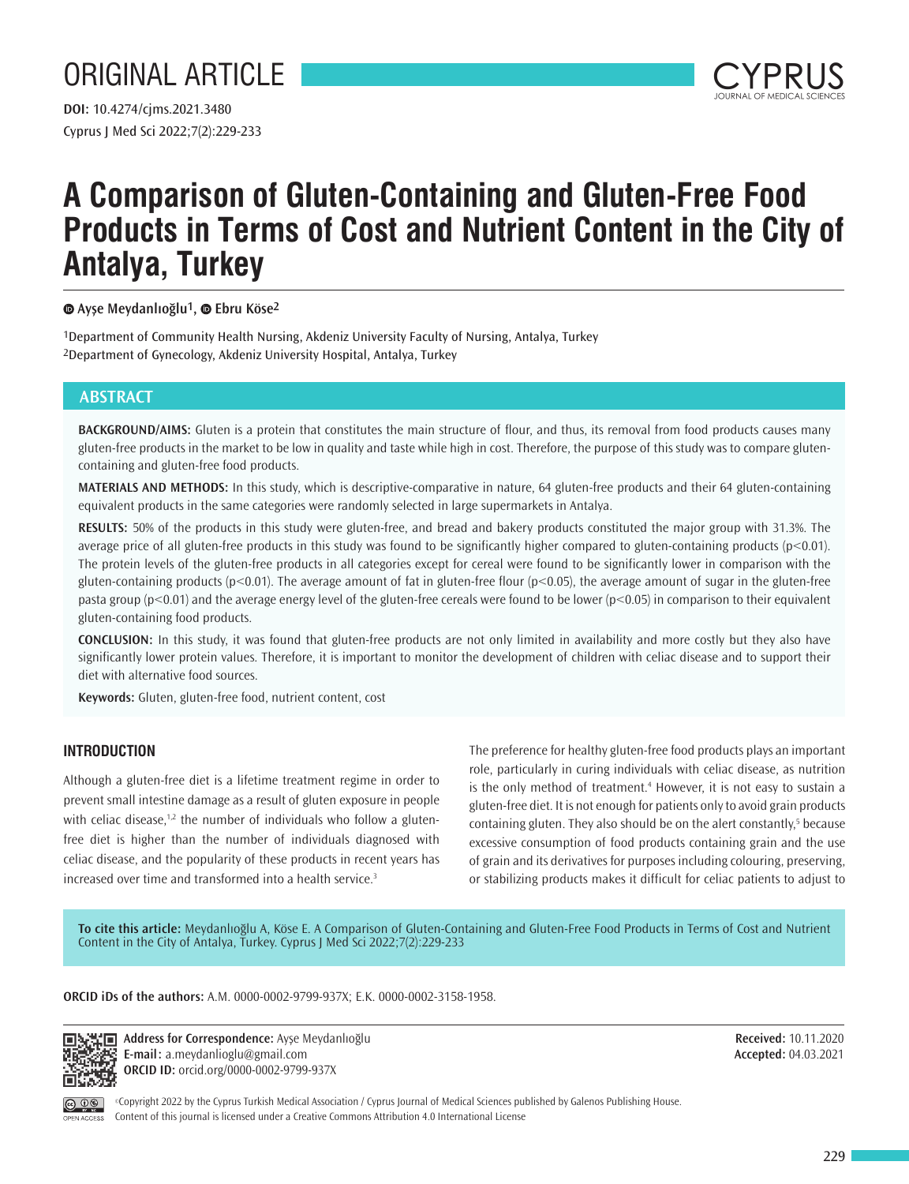ORIGINAL ARTICLE

**DOI:** 10.4274/cjms.2021.3480

# A Comparison of Gluten-Containing and Gluten-Free Food Products in Terms of Cost and Nutrient Content in the City of Antalya, Turkey

Ayşe Meydanlıoğlu[1], Ebru Köse[2]

[1]Department of Community Health Nursing, Akdeniz University Faculty of Nursing, Antalya, Turkey
[2]Department of Gynecology, Akdeniz University Hospital, Antalya, Turkey

## ABSTRACT

**BACKGROUND/AIMS:** Gluten is a protein that constitutes the main structure of flour, and thus, its removal from food products causes many gluten-free products in the market to be low in quality and taste while high in cost. Therefore, the purpose of this study was to compare gluten-containing and gluten-free food products.

**MATERIALS AND METHODS:** In this study, which is descriptive-comparative in nature, 64 gluten-free products and their 64 gluten-containing equivalent products in the same categories were randomly selected in large supermarkets in Antalya.

**RESULTS:** 50% of the products in this study were gluten-free, and bread and bakery products constituted the major group with 31.3%. The average price of all gluten-free products in this study was found to be significantly higher compared to gluten-containing products ($p<0.01$). The protein levels of the gluten-free products in all categories except for cereal were found to be significantly lower in comparison with the gluten-containing products ($p<0.01$). The average amount of fat in gluten-free flour ($p<0.05$), the average amount of sugar in the gluten-free pasta group ($p<0.01$) and the average energy level of the gluten-free cereals were found to be lower ($p<0.05$) in comparison to their equivalent gluten-containing food products.

**CONCLUSION:** In this study, it was found that gluten-free products are not only limited in availability and more costly but they also have significantly lower protein values. Therefore, it is important to monitor the development of children with celiac disease and to support their diet with alternative food sources.

**Keywords:** Gluten, gluten-free food, nutrient content, cost

## INTRODUCTION

Although a gluten-free diet is a lifetime treatment regime in order to prevent small intestine damage as a result of gluten exposure in people with celiac disease,[1,2] the number of individuals who follow a gluten-free diet is higher than the number of individuals diagnosed with celiac disease, and the popularity of these products in recent years has increased over time and transformed into a health service.[3]

The preference for healthy gluten-free food products plays an important role, particularly in curing individuals with celiac disease, as nutrition is the only method of treatment.[4] However, it is not easy to sustain a gluten-free diet. It is not enough for patients only to avoid grain products containing gluten. They also should be on the alert constantly,[5] because excessive consumption of food products containing grain and the use of grain and its derivatives for purposes including colouring, preserving, or stabilizing products makes it difficult for celiac patients to adjust to

**To cite this article:** Meydanlıoğlu A, Köse E. A Comparison of Gluten-Containing and Gluten-Free Food Products in Terms of Cost and Nutrient Content in the City of Antalya, Turkey. Cyprus J Med Sci 2022;7(2):229-233

**ORCID iDs of the authors:** A.M. 0000-0002-9799-937X; E.K. 0000-0002-3158-1958.

**Address for Correspondence:** Ayşe Meydanlıoğlu
**E-mail:** a.meydanlioglu@gmail.com
**ORCID ID:** orcid.org/0000-0002-9799-937X

**Received:** 10.11.2020
**Accepted:** 04.03.2021

©Copyright 2022 by the Cyprus Turkish Medical Association / Cyprus Journal of Medical Sciences published by Galenos Publishing House.
Content of this journal is licensed under a Creative Commons Attribution 4.0 International License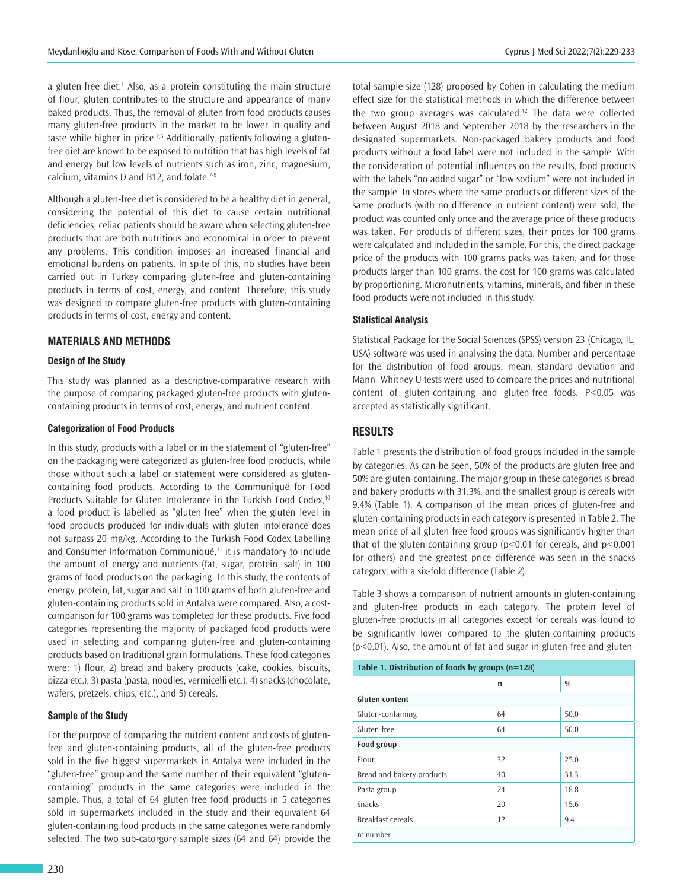a gluten-free diet.[1] Also, as a protein constituting the main structure of flour, gluten contributes to the structure and appearance of many baked products. Thus, the removal of gluten from food products causes many gluten-free products in the market to be lower in quality and taste while higher in price.[2,6] Additionally, patients following a gluten-free diet are known to be exposed to nutrition that has high levels of fat and energy but low levels of nutrients such as iron, zinc, magnesium, calcium, vitamins D and B12, and folate.[7-9]

Although a gluten-free diet is considered to be a healthy diet in general, considering the potential of this diet to cause certain nutritional deficiencies, celiac patients should be aware when selecting gluten-free products that are both nutritious and economical in order to prevent any problems. This condition imposes an increased financial and emotional burdens on patients. In spite of this, no studies have been carried out in Turkey comparing gluten-free and gluten-containing products in terms of cost, energy, and content. Therefore, this study was designed to compare gluten-free products with gluten-containing products in terms of cost, energy and content.

## MATERIALS AND METHODS

### Design of the Study

This study was planned as a descriptive-comparative research with the purpose of comparing packaged gluten-free products with gluten-containing products in terms of cost, energy, and nutrient content.

### Categorization of Food Products

In this study, products with a label or in the statement of "gluten-free" on the packaging were categorized as gluten-free food products, while those without such a label or statement were considered as gluten-containing food products. According to the Communiqué for Food Products Suitable for Gluten Intolerance in the Turkish Food Codex,[10] a food product is labelled as "gluten-free" when the gluten level in food products produced for individuals with gluten intolerance does not surpass 20 mg/kg. According to the Turkish Food Codex Labelling and Consumer Information Communiqué,[11] it is mandatory to include the amount of energy and nutrients (fat, sugar, protein, salt) in 100 grams of food products on the packaging. In this study, the contents of energy, protein, fat, sugar and salt in 100 grams of both gluten-free and gluten-containing products sold in Antalya were compared. Also, a cost-comparison for 100 grams was completed for these products. Five food categories representing the majority of packaged food products were used in selecting and comparing gluten-free and gluten-containing products based on traditional grain formulations. These food categories were: 1) flour, 2) bread and bakery products (cake, cookies, biscuits, pizza etc.), 3) pasta (pasta, noodles, vermicelli etc.), 4) snacks (chocolate, wafers, pretzels, chips, etc.), and 5) cereals.

### Sample of the Study

For the purpose of comparing the nutrient content and costs of gluten-free and gluten-containing products, all of the gluten-free products sold in the five biggest supermarkets in Antalya were included in the "gluten-free" group and the same number of their equivalent "gluten-containing" products in the same categories were included in the sample. Thus, a total of 64 gluten-free food products in 5 categories sold in supermarkets included in the study and their equivalent 64 gluten-containing food products in the same categories were randomly selected. The two sub-catorgory sample sizes (64 and 64) provide the total sample size (128) proposed by Cohen in calculating the medium effect size for the statistical methods in which the difference between the two group averages was calculated.[12] The data were collected between August 2018 and September 2018 by the researchers in the designated supermarkets. Non-packaged bakery products and food products without a food label were not included in the sample. With the consideration of potential influences on the results, food products with the labels "no added sugar" or "low sodium" were not included in the sample. In stores where the same products or different sizes of the same products (with no difference in nutrient content) were sold, the product was counted only once and the average price of these products was taken. For products of different sizes, their prices for 100 grams were calculated and included in the sample. For this, the direct package price of the products with 100 grams packs was taken, and for those products larger than 100 grams, the cost for 100 grams was calculated by proportioning. Micronutrients, vitamins, minerals, and fiber in these food products were not included in this study.

### Statistical Analysis

Statistical Package for the Social Sciences (SPSS) version 23 (Chicago, IL, USA) software was used in analysing the data. Number and percentage for the distribution of food groups; mean, standard deviation and Mann–Whitney U tests were used to compare the prices and nutritional content of gluten-containing and gluten-free foods. $P<0.05$ was accepted as statistically significant.

## RESULTS

Table 1 presents the distribution of food groups included in the sample by categories. As can be seen, 50% of the products are gluten-free and 50% are gluten-containing. The major group in these categories is bread and bakery products with 31.3%, and the smallest group is cereals with 9.4% (Table 1). A comparison of the mean prices of gluten-free and gluten-containing products in each category is presented in Table 2. The mean price of all gluten-free food groups was significantly higher than that of the gluten-containing group ($p<0.01$ for cereals, and $p<0.001$ for others) and the greatest price difference was seen in the snacks category, with a six-fold difference (Table 2).

Table 3 shows a comparison of nutrient amounts in gluten-containing and gluten-free products in each category. The protein level of gluten-free products in all categories except for cereals was found to be significantly lower compared to the gluten-containing products ($p<0.01$). Also, the amount of fat and sugar in gluten-free and gluten-

**Table 1. Distribution of foods by groups (n=128)**

| | n | % |
|---|---|---|
| **Gluten content** | | |
| Gluten-containing | 64 | 50.0 |
| Gluten-free | 64 | 50.0 |
| **Food group** | | |
| Flour | 32 | 25.0 |
| Bread and bakery products | 40 | 31.3 |
| Pasta group | 24 | 18.8 |
| Snacks | 20 | 15.6 |
| Breakfast cereals | 12 | 9.4 |

n: number.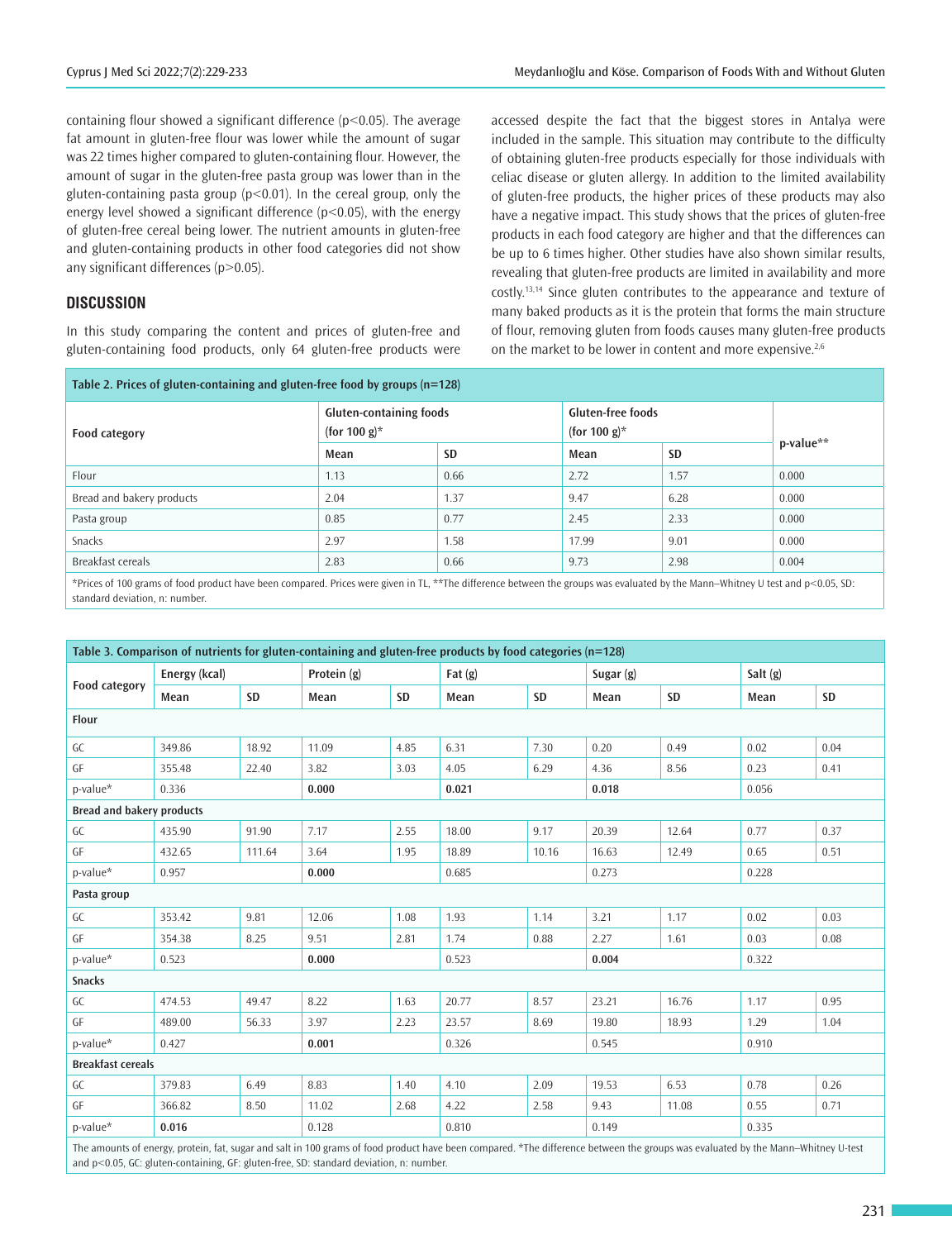containing flour showed a significant difference (p<0.05). The average fat amount in gluten-free flour was lower while the amount of sugar was 22 times higher compared to gluten-containing flour. However, the amount of sugar in the gluten-free pasta group was lower than in the gluten-containing pasta group (p<0.01). In the cereal group, only the energy level showed a significant difference (p<0.05), with the energy of gluten-free cereal being lower. The nutrient amounts in gluten-free and gluten-containing products in other food categories did not show any significant differences (p>0.05).

## DISCUSSION

In this study comparing the content and prices of gluten-free and gluten-containing food products, only 64 gluten-free products were accessed despite the fact that the biggest stores in Antalya were included in the sample. This situation may contribute to the difficulty of obtaining gluten-free products especially for those individuals with celiac disease or gluten allergy. In addition to the limited availability of gluten-free products, the higher prices of these products may also have a negative impact. This study shows that the prices of gluten-free products in each food category are higher and that the differences can be up to 6 times higher. Other studies have also shown similar results, revealing that gluten-free products are limited in availability and more costly.[13,14] Since gluten contributes to the appearance and texture of many baked products as it is the protein that forms the main structure of flour, removing gluten from foods causes many gluten-free products on the market to be lower in content and more expensive.[2,6]

**Table 2. Prices of gluten-containing and gluten-free food by groups (n=128)**

| Food category | Gluten-containing foods (for 100 g)* | | Gluten-free foods (for 100 g)* | | p-value** |
|---|---|---|---|---|---|
| | Mean | SD | Mean | SD | |
| Flour | 1.13 | 0.66 | 2.72 | 1.57 | 0.000 |
| Bread and bakery products | 2.04 | 1.37 | 9.47 | 6.28 | 0.000 |
| Pasta group | 0.85 | 0.77 | 2.45 | 2.33 | 0.000 |
| Snacks | 2.97 | 1.58 | 17.99 | 9.01 | 0.000 |
| Breakfast cereals | 2.83 | 0.66 | 9.73 | 2.98 | 0.004 |

*Prices of 100 grams of food product have been compared. Prices were given in TL, **The difference between the groups was evaluated by the Mann–Whitney U test and p<0.05, SD: standard deviation, n: number.

**Table 3. Comparison of nutrients for gluten-containing and gluten-free products by food categories (n=128)**

| Food category | Energy (kcal) | | Protein (g) | | Fat (g) | | Sugar (g) | | Salt (g) | |
|---|---|---|---|---|---|---|---|---|---|---|
| | Mean | SD | Mean | SD | Mean | SD | Mean | SD | Mean | SD |
| **Flour** | | | | | | | | | | |
| GC | 349.86 | 18.92 | 11.09 | 4.85 | 6.31 | 7.30 | 0.20 | 0.49 | 0.02 | 0.04 |
| GF | 355.48 | 22.40 | 3.82 | 3.03 | 4.05 | 6.29 | 4.36 | 8.56 | 0.23 | 0.41 |
| p-value* | 0.336 | | **0.000** | | **0.021** | | **0.018** | | 0.056 | |
| **Bread and bakery products** | | | | | | | | | | |
| GC | 435.90 | 91.90 | 7.17 | 2.55 | 18.00 | 9.17 | 20.39 | 12.64 | 0.77 | 0.37 |
| GF | 432.65 | 111.64 | 3.64 | 1.95 | 18.89 | 10.16 | 16.63 | 12.49 | 0.65 | 0.51 |
| p-value* | 0.957 | | **0.000** | | 0.685 | | 0.273 | | 0.228 | |
| **Pasta group** | | | | | | | | | | |
| GC | 353.42 | 9.81 | 12.06 | 1.08 | 1.93 | 1.14 | 3.21 | 1.17 | 0.02 | 0.03 |
| GF | 354.38 | 8.25 | 9.51 | 2.81 | 1.74 | 0.88 | 2.27 | 1.61 | 0.03 | 0.08 |
| p-value* | 0.523 | | **0.000** | | 0.523 | | **0.004** | | 0.322 | |
| **Snacks** | | | | | | | | | | |
| GC | 474.53 | 49.47 | 8.22 | 1.63 | 20.77 | 8.57 | 23.21 | 16.76 | 1.17 | 0.95 |
| GF | 489.00 | 56.33 | 3.97 | 2.23 | 23.57 | 8.69 | 19.80 | 18.93 | 1.29 | 1.04 |
| p-value* | 0.427 | | **0.001** | | 0.326 | | 0.545 | | 0.910 | |
| **Breakfast cereals** | | | | | | | | | | |
| GC | 379.83 | 6.49 | 8.83 | 1.40 | 4.10 | 2.09 | 19.53 | 6.53 | 0.78 | 0.26 |
| GF | 366.82 | 8.50 | 11.02 | 2.68 | 4.22 | 2.58 | 9.43 | 11.08 | 0.55 | 0.71 |
| p-value* | **0.016** | | 0.128 | | 0.810 | | 0.149 | | 0.335 | |

The amounts of energy, protein, fat, sugar and salt in 100 grams of food product have been compared. *The difference between the groups was evaluated by the Mann–Whitney U-test and p<0.05, GC: gluten-containing, GF: gluten-free, SD: standard deviation, n: number.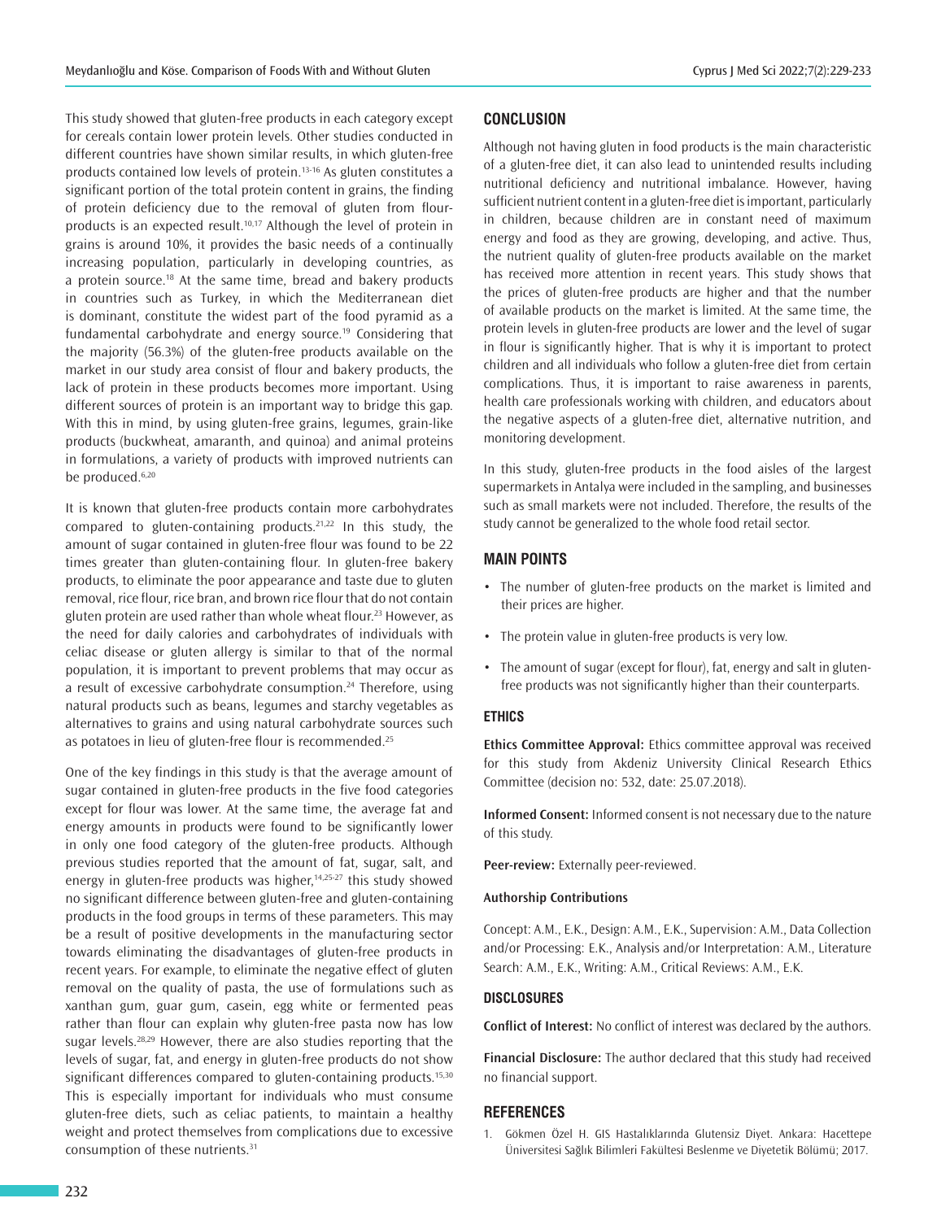This study showed that gluten-free products in each category except for cereals contain lower protein levels. Other studies conducted in different countries have shown similar results, in which gluten-free products contained low levels of protein.[13-16] As gluten constitutes a significant portion of the total protein content in grains, the finding of protein deficiency due to the removal of gluten from flour-products is an expected result.[10,17] Although the level of protein in grains is around 10%, it provides the basic needs of a continually increasing population, particularly in developing countries, as a protein source.[18] At the same time, bread and bakery products in countries such as Turkey, in which the Mediterranean diet is dominant, constitute the widest part of the food pyramid as a fundamental carbohydrate and energy source.[19] Considering that the majority (56.3%) of the gluten-free products available on the market in our study area consist of flour and bakery products, the lack of protein in these products becomes more important. Using different sources of protein is an important way to bridge this gap. With this in mind, by using gluten-free grains, legumes, grain-like products (buckwheat, amaranth, and quinoa) and animal proteins in formulations, a variety of products with improved nutrients can be produced.[6,20]

It is known that gluten-free products contain more carbohydrates compared to gluten-containing products.[21,22] In this study, the amount of sugar contained in gluten-free flour was found to be 22 times greater than gluten-containing flour. In gluten-free bakery products, to eliminate the poor appearance and taste due to gluten removal, rice flour, rice bran, and brown rice flour that do not contain gluten protein are used rather than whole wheat flour.[23] However, as the need for daily calories and carbohydrates of individuals with celiac disease or gluten allergy is similar to that of the normal population, it is important to prevent problems that may occur as a result of excessive carbohydrate consumption.[24] Therefore, using natural products such as beans, legumes and starchy vegetables as alternatives to grains and using natural carbohydrate sources such as potatoes in lieu of gluten-free flour is recommended.[25]

One of the key findings in this study is that the average amount of sugar contained in gluten-free products in the five food categories except for flour was lower. At the same time, the average fat and energy amounts in products were found to be significantly lower in only one food category of the gluten-free products. Although previous studies reported that the amount of fat, sugar, salt, and energy in gluten-free products was higher,[14,25-27] this study showed no significant difference between gluten-free and gluten-containing products in the food groups in terms of these parameters. This may be a result of positive developments in the manufacturing sector towards eliminating the disadvantages of gluten-free products in recent years. For example, to eliminate the negative effect of gluten removal on the quality of pasta, the use of formulations such as xanthan gum, guar gum, casein, egg white or fermented peas rather than flour can explain why gluten-free pasta now has low sugar levels.[28,29] However, there are also studies reporting that the levels of sugar, fat, and energy in gluten-free products do not show significant differences compared to gluten-containing products.[15,30] This is especially important for individuals who must consume gluten-free diets, such as celiac patients, to maintain a healthy weight and protect themselves from complications due to excessive consumption of these nutrients.[31]

## CONCLUSION

Although not having gluten in food products is the main characteristic of a gluten-free diet, it can also lead to unintended results including nutritional deficiency and nutritional imbalance. However, having sufficient nutrient content in a gluten-free diet is important, particularly in children, because children are in constant need of maximum energy and food as they are growing, developing, and active. Thus, the nutrient quality of gluten-free products available on the market has received more attention in recent years. This study shows that the prices of gluten-free products are higher and that the number of available products on the market is limited. At the same time, the protein levels in gluten-free products are lower and the level of sugar in flour is significantly higher. That is why it is important to protect children and all individuals who follow a gluten-free diet from certain complications. Thus, it is important to raise awareness in parents, health care professionals working with children, and educators about the negative aspects of a gluten-free diet, alternative nutrition, and monitoring development.

In this study, gluten-free products in the food aisles of the largest supermarkets in Antalya were included in the sampling, and businesses such as small markets were not included. Therefore, the results of the study cannot be generalized to the whole food retail sector.

## MAIN POINTS

- The number of gluten-free products on the market is limited and their prices are higher.
- The protein value in gluten-free products is very low.
- The amount of sugar (except for flour), fat, energy and salt in gluten-free products was not significantly higher than their counterparts.

## ETHICS

**Ethics Committee Approval:** Ethics committee approval was received for this study from Akdeniz University Clinical Research Ethics Committee (decision no: 532, date: 25.07.2018).

**Informed Consent:** Informed consent is not necessary due to the nature of this study.

**Peer-review:** Externally peer-reviewed.

### Authorship Contributions

Concept: A.M., E.K., Design: A.M., E.K., Supervision: A.M., Data Collection and/or Processing: E.K., Analysis and/or Interpretation: A.M., Literature Search: A.M., E.K., Writing: A.M., Critical Reviews: A.M., E.K.

## DISCLOSURES

**Conflict of Interest:** No conflict of interest was declared by the authors.

**Financial Disclosure:** The author declared that this study had received no financial support.

## REFERENCES

1. Gökmen Özel H. GIS Hastalıklarında Glutensiz Diyet. Ankara: Hacettepe Üniversitesi Sağlık Bilimleri Fakültesi Beslenme ve Diyetetik Bölümü; 2017.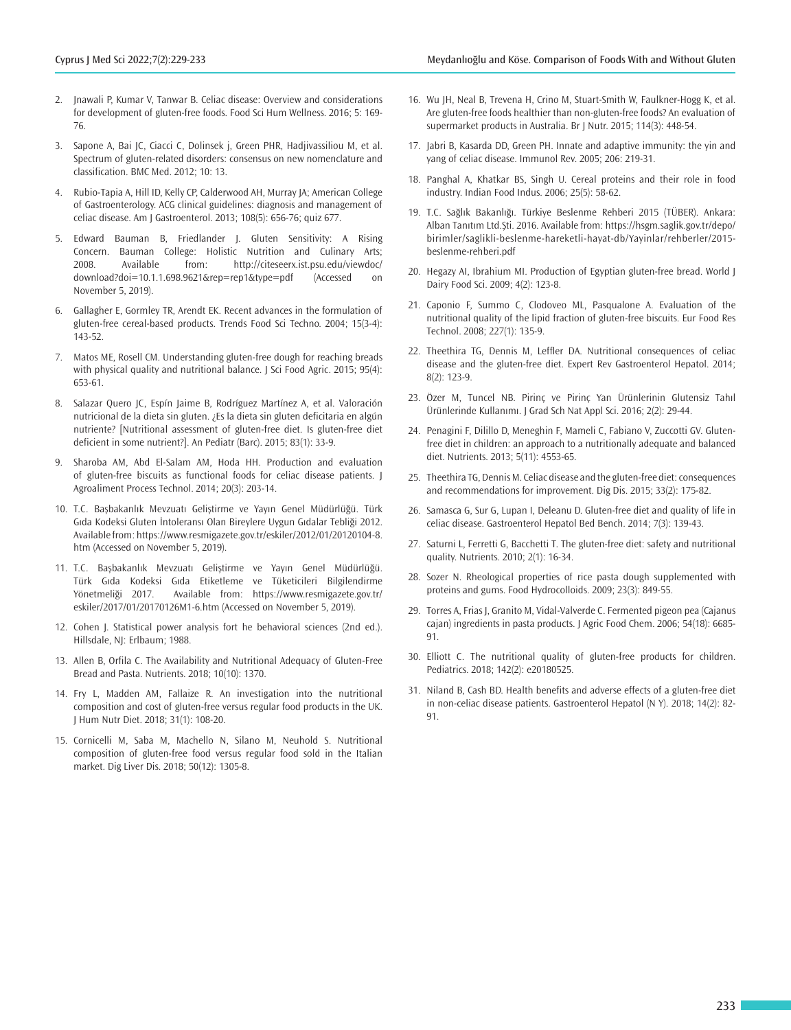2. Jnawali P, Kumar V, Tanwar B. Celiac disease: Overview and considerations for development of gluten-free foods. Food Sci Hum Wellness. 2016; 5: 169-76.

3. Sapone A, Bai JC, Ciacci C, Dolinsek j, Green PHR, Hadjivassiliou M, et al. Spectrum of gluten-related disorders: consensus on new nomenclature and classification. BMC Med. 2012; 10: 13.

4. Rubio-Tapia A, Hill ID, Kelly CP, Calderwood AH, Murray JA; American College of Gastroenterology. ACG clinical guidelines: diagnosis and management of celiac disease. Am J Gastroenterol. 2013; 108(5): 656-76; quiz 677.

5. Edward Bauman B, Friedlander J. Gluten Sensitivity: A Rising Concern. Bauman College: Holistic Nutrition and Culinary Arts; 2008. Available from: http://citeseerx.ist.psu.edu/viewdoc/download?doi=10.1.1.698.9621&rep=rep1&type=pdf (Accessed on November 5, 2019).

6. Gallagher E, Gormley TR, Arendt EK. Recent advances in the formulation of gluten-free cereal-based products. Trends Food Sci Techno. 2004; 15(3-4): 143-52.

7. Matos ME, Rosell CM. Understanding gluten-free dough for reaching breads with physical quality and nutritional balance. J Sci Food Agric. 2015; 95(4): 653-61.

8. Salazar Quero JC, Espín Jaime B, Rodríguez Martínez A, et al. Valoración nutricional de la dieta sin gluten. ¿Es la dieta sin gluten deficitaria en algún nutriente? [Nutritional assessment of gluten-free diet. Is gluten-free diet deficient in some nutrient?]. An Pediatr (Barc). 2015; 83(1): 33-9.

9. Sharoba AM, Abd El-Salam AM, Hoda HH. Production and evaluation of gluten-free biscuits as functional foods for celiac disease patients. J Agroaliment Process Technol. 2014; 20(3): 203-14.

10. T.C. Başbakanlık Mevzuatı Geliştirme ve Yayın Genel Müdürlüğü. Türk Gıda Kodeksi Gluten İntoleransı Olan Bireylere Uygun Gıdalar Tebliği 2012. Available from: https://www.resmigazete.gov.tr/eskiler/2012/01/20120104-8.htm (Accessed on November 5, 2019).

11. T.C. Başbakanlık Mevzuatı Geliştirme ve Yayın Genel Müdürlüğü. Türk Gıda Kodeksi Gıda Etiketleme ve Tüketicileri Bilgilendirme Yönetmeliği 2017. Available from: https://www.resmigazete.gov.tr/eskiler/2017/01/20170126M1-6.htm (Accessed on November 5, 2019).

12. Cohen J. Statistical power analysis fort he behavioral sciences (2nd ed.). Hillsdale, NJ: Erlbaum; 1988.

13. Allen B, Orfila C. The Availability and Nutritional Adequacy of Gluten-Free Bread and Pasta. Nutrients. 2018; 10(10): 1370.

14. Fry L, Madden AM, Fallaize R. An investigation into the nutritional composition and cost of gluten-free versus regular food products in the UK. J Hum Nutr Diet. 2018; 31(1): 108-20.

15. Cornicelli M, Saba M, Machello N, Silano M, Neuhold S. Nutritional composition of gluten-free food versus regular food sold in the Italian market. Dig Liver Dis. 2018; 50(12): 1305-8.

16. Wu JH, Neal B, Trevena H, Crino M, Stuart-Smith W, Faulkner-Hogg K, et al. Are gluten-free foods healthier than non-gluten-free foods? An evaluation of supermarket products in Australia. Br J Nutr. 2015; 114(3): 448-54.

17. Jabri B, Kasarda DD, Green PH. Innate and adaptive immunity: the yin and yang of celiac disease. Immunol Rev. 2005; 206: 219-31.

18. Panghal A, Khatkar BS, Singh U. Cereal proteins and their role in food industry. Indian Food Indus. 2006; 25(5): 58-62.

19. T.C. Sağlık Bakanlığı. Türkiye Beslenme Rehberi 2015 (TÜBER). Ankara: Alban Tanıtım Ltd.Şti. 2016. Available from: https://hsgm.saglik.gov.tr/depo/birimler/saglikli-beslenme-hareketli-hayat-db/Yayinlar/rehberler/2015-beslenme-rehberi.pdf

20. Hegazy AI, Ibrahium MI. Production of Egyptian gluten-free bread. World J Dairy Food Sci. 2009; 4(2): 123-8.

21. Caponio F, Summo C, Clodoveo ML, Pasqualone A. Evaluation of the nutritional quality of the lipid fraction of gluten-free biscuits. Eur Food Res Technol. 2008; 227(1): 135-9.

22. Theethira TG, Dennis M, Leffler DA. Nutritional consequences of celiac disease and the gluten-free diet. Expert Rev Gastroenterol Hepatol. 2014; 8(2): 123-9.

23. Özer M, Tuncel NB. Pirinç ve Pirinç Yan Ürünlerinin Glutensiz Tahıl Ürünlerinde Kullanımı. J Grad Sch Nat Appl Sci. 2016; 2(2): 29-44.

24. Penagini F, Dilillo D, Meneghin F, Mameli C, Fabiano V, Zuccotti GV. Gluten-free diet in children: an approach to a nutritionally adequate and balanced diet. Nutrients. 2013; 5(11): 4553-65.

25. Theethira TG, Dennis M. Celiac disease and the gluten-free diet: consequences and recommendations for improvement. Dig Dis. 2015; 33(2): 175-82.

26. Samasca G, Sur G, Lupan I, Deleanu D. Gluten-free diet and quality of life in celiac disease. Gastroenterol Hepatol Bed Bench. 2014; 7(3): 139-43.

27. Saturni L, Ferretti G, Bacchetti T. The gluten-free diet: safety and nutritional quality. Nutrients. 2010; 2(1): 16-34.

28. Sozer N. Rheological properties of rice pasta dough supplemented with proteins and gums. Food Hydrocolloids. 2009; 23(3): 849-55.

29. Torres A, Frias J, Granito M, Vidal-Valverde C. Fermented pigeon pea (Cajanus cajan) ingredients in pasta products. J Agric Food Chem. 2006; 54(18): 6685-91.

30. Elliott C. The nutritional quality of gluten-free products for children. Pediatrics. 2018; 142(2): e20180525.

31. Niland B, Cash BD. Health benefits and adverse effects of a gluten-free diet in non-celiac disease patients. Gastroenterol Hepatol (N Y). 2018; 14(2): 82-91.